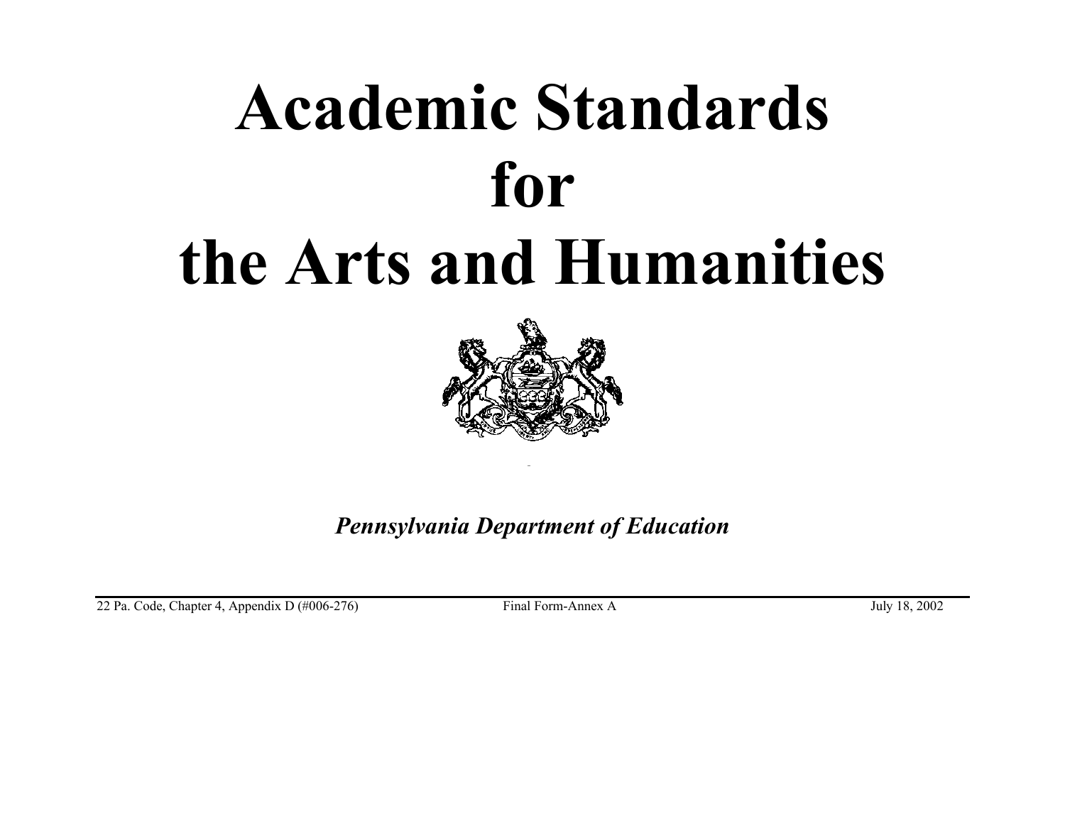# Academic Standards for the Arts and Humanities

*Pennsylvania Department of Education*

22 Pa. Code, Chapter 4, Appendix D (#006-276) Final Form-Annex A July 18, 2002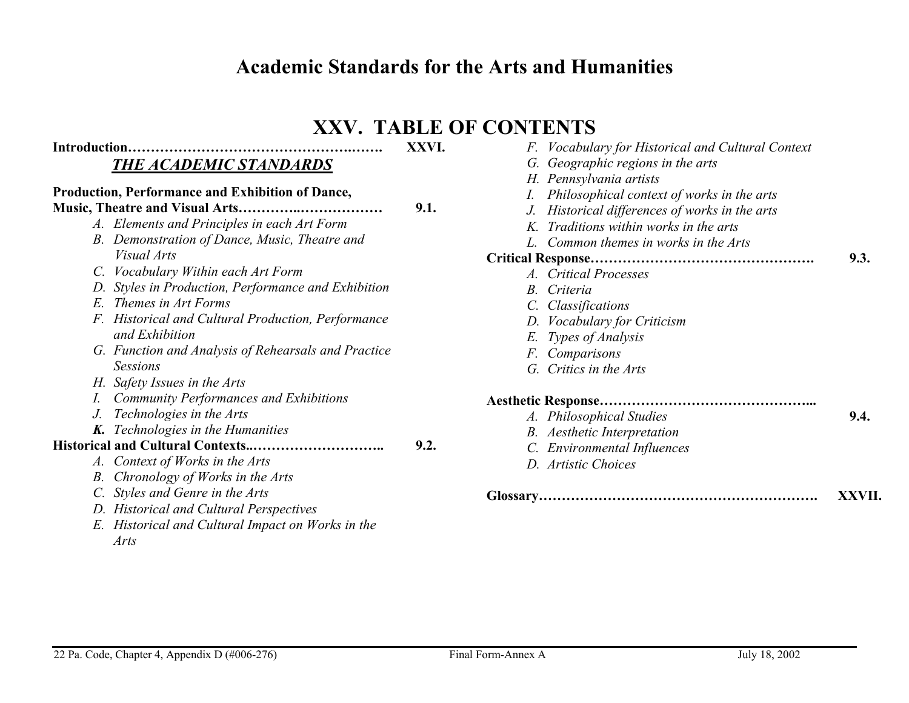# Academic Standards for the Arts and Humanities

## XXV. TABLE OF CONTENTS

**Introduction……………………………………………………. XXVI.**

### *THE ACADEMIC STANDARDS*

**Production, Performance and Exhibition of Dance, Music, Theatre and Visual Arts……………..……………… 9.1.**

- *A. Elements and Principles in each Art Form*
- *B. Demonstration of Dance, Music, Theatre and Visual Arts*
- *C. Vocabulary Within each Art Form*
- *D. Styles in Production, Performance and Exhibition*
- *E. Themes in Art Forms*
- *F. Historical and Cultural Production, Performance and Exhibition*
- *G. Function and Analysis of Rehearsals and Practice Sessions*
- *H. Safety Issues in the Arts*
- *I. Community Performances and Exhibitions*
- *J. Technologies in the Arts*
- ***K.*** *Technologies in the Humanities*

**Historical and Cultural Contexts..……………………….. 9.2.**

- *A. Context of Works in the Arts*
- *B. Chronology of Works in the Arts*
- *C. Styles and Genre in the Arts*
- *D. Historical and Cultural Perspectives*
- *E. Historical and Cultural Impact on Works in the Arts*
- *F. Vocabulary for Historical and Cultural Context*
- *G. Geographic regions in the arts*
- *H. Pennsylvania artists*
- *I. Philosophical context of works in the arts*
- *J. Historical differences of works in the arts*
- *K. Traditions within works in the arts*
- *L. Common themes in works in the Arts*

**Critical Response…………………………………………. 9.3.**

- *A. Critical Processes*
- *B. Criteria*
- *C. Classifications*
- *D. Vocabulary for Criticism*
- *E. Types of Analysis*
- *F. Comparisons*
- *G. Critics in the Arts*

**Aesthetic Response……………………………………... 9.4.**

- *A. Philosophical Studies*
- *B. Aesthetic Interpretation*
- *C. Environmental Influences*
- *D. Artistic Choices*

**Glossary……………………………………………………. XXVII.**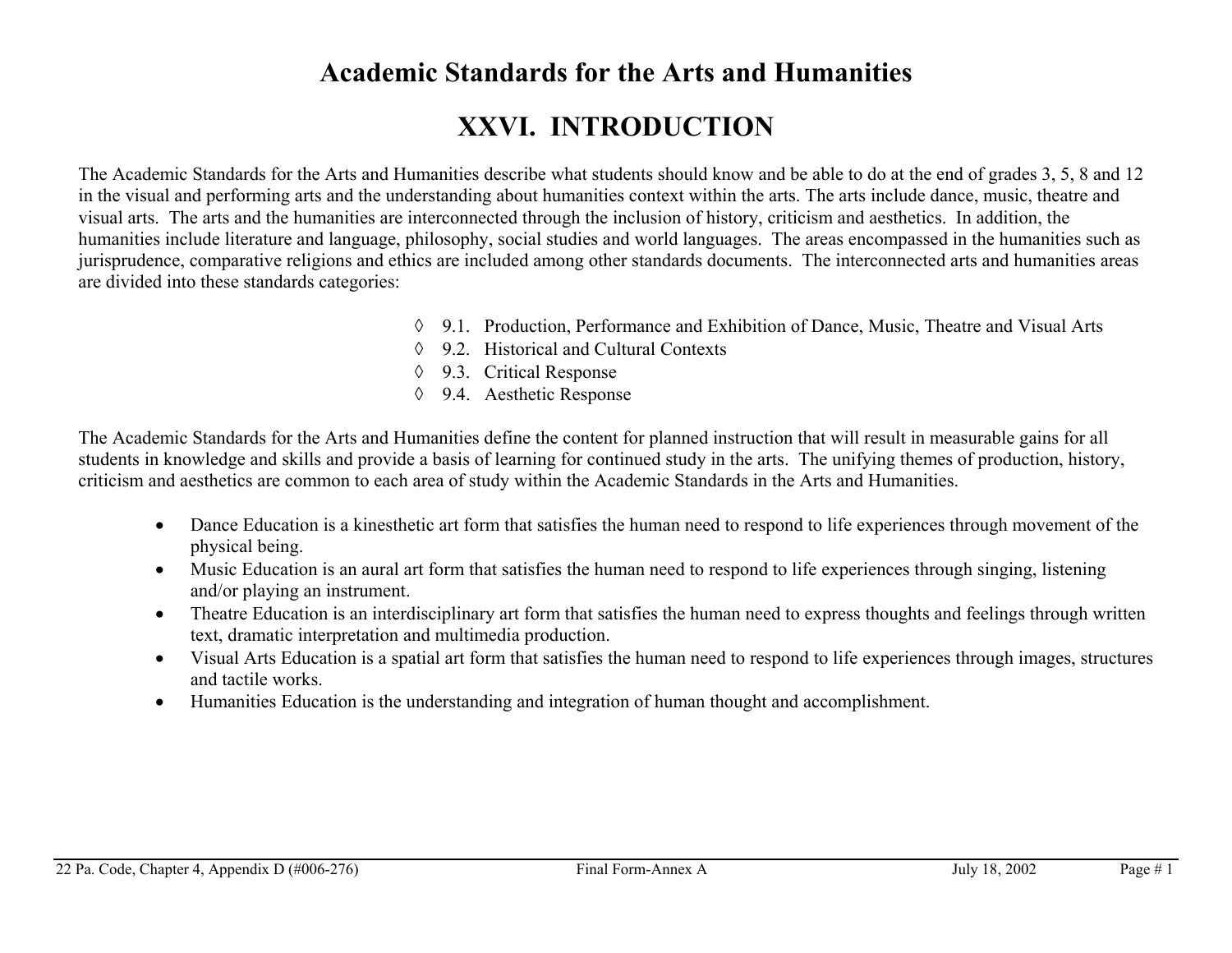# Academic Standards for the Arts and Humanities

## XXVI. INTRODUCTION

The Academic Standards for the Arts and Humanities describe what students should know and be able to do at the end of grades 3, 5, 8 and 12 in the visual and performing arts and the understanding about humanities context within the arts. The arts include dance, music, theatre and visual arts. The arts and the humanities are interconnected through the inclusion of history, criticism and aesthetics. In addition, the humanities include literature and language, philosophy, social studies and world languages. The areas encompassed in the humanities such as jurisprudence, comparative religions and ethics are included among other standards documents. The interconnected arts and humanities areas are divided into these standards categories:

- ◊ 9.1. Production, Performance and Exhibition of Dance, Music, Theatre and Visual Arts
- ◊ 9.2. Historical and Cultural Contexts
- ◊ 9.3. Critical Response
- ◊ 9.4. Aesthetic Response

The Academic Standards for the Arts and Humanities define the content for planned instruction that will result in measurable gains for all students in knowledge and skills and provide a basis of learning for continued study in the arts. The unifying themes of production, history, criticism and aesthetics are common to each area of study within the Academic Standards in the Arts and Humanities.

- Dance Education is a kinesthetic art form that satisfies the human need to respond to life experiences through movement of the physical being.
- Music Education is an aural art form that satisfies the human need to respond to life experiences through singing, listening and/or playing an instrument.
- Theatre Education is an interdisciplinary art form that satisfies the human need to express thoughts and feelings through written text, dramatic interpretation and multimedia production.
- Visual Arts Education is a spatial art form that satisfies the human need to respond to life experiences through images, structures and tactile works.
- Humanities Education is the understanding and integration of human thought and accomplishment.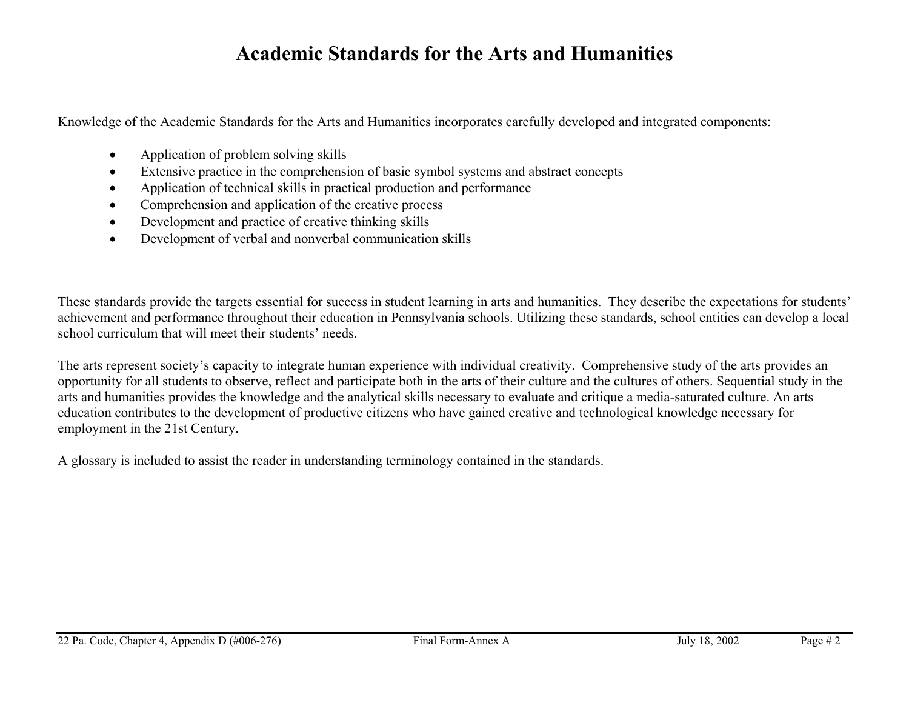# Academic Standards for the Arts and Humanities

Knowledge of the Academic Standards for the Arts and Humanities incorporates carefully developed and integrated components:

- Application of problem solving skills
- Extensive practice in the comprehension of basic symbol systems and abstract concepts
- Application of technical skills in practical production and performance
- Comprehension and application of the creative process
- Development and practice of creative thinking skills
- Development of verbal and nonverbal communication skills

These standards provide the targets essential for success in student learning in arts and humanities. They describe the expectations for students' achievement and performance throughout their education in Pennsylvania schools. Utilizing these standards, school entities can develop a local school curriculum that will meet their students' needs.

The arts represent society's capacity to integrate human experience with individual creativity. Comprehensive study of the arts provides an opportunity for all students to observe, reflect and participate both in the arts of their culture and the cultures of others. Sequential study in the arts and humanities provides the knowledge and the analytical skills necessary to evaluate and critique a media-saturated culture. An arts education contributes to the development of productive citizens who have gained creative and technological knowledge necessary for employment in the 21st Century.

A glossary is included to assist the reader in understanding terminology contained in the standards.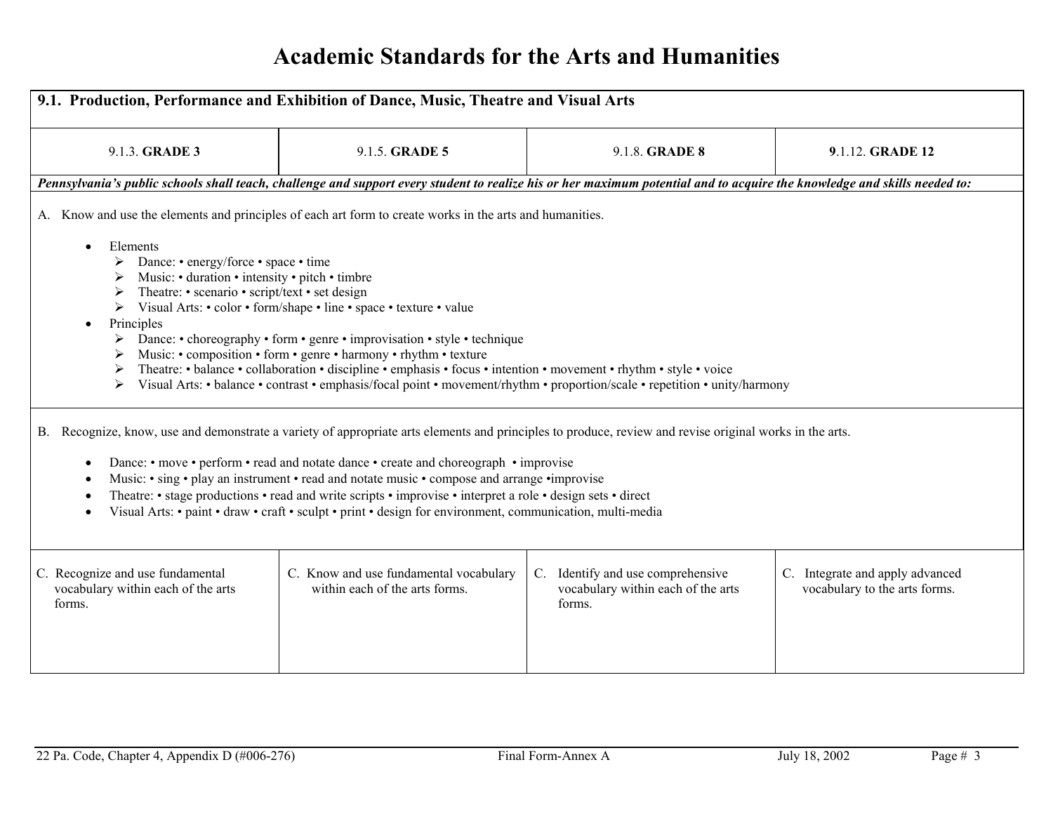# Academic Standards for the Arts and Humanities

## 9.1. Production, Performance and Exhibition of Dance, Music, Theatre and Visual Arts

| 9.1.3. **GRADE 3** | 9.1.5. **GRADE 5** | 9.1.8. **GRADE 8** | **9**.1.12. **GRADE 12** |
|---|---|---|---|

***Pennsylvania's public schools shall teach, challenge and support every student to realize his or her maximum potential and to acquire the knowledge and skills needed to:***

A. Know and use the elements and principles of each art form to create works in the arts and humanities.

- Elements
  - Dance: • energy/force • space • time
  - Music: • duration • intensity • pitch • timbre
  - Theatre: • scenario • script/text • set design
  - Visual Arts: • color • form/shape • line • space • texture • value
- Principles
  - Dance: • choreography • form • genre • improvisation • style • technique
  - Music: • composition • form • genre • harmony • rhythm • texture
  - Theatre: • balance • collaboration • discipline • emphasis • focus • intention • movement • rhythm • style • voice
  - Visual Arts: • balance • contrast • emphasis/focal point • movement/rhythm • proportion/scale • repetition • unity/harmony

B. Recognize, know, use and demonstrate a variety of appropriate arts elements and principles to produce, review and revise original works in the arts.

- Dance: • move • perform • read and notate dance • create and choreograph • improvise
- Music: • sing • play an instrument • read and notate music • compose and arrange •improvise
- Theatre: • stage productions • read and write scripts • improvise • interpret a role • design sets • direct
- Visual Arts: • paint • draw • craft • sculpt • print • design for environment, communication, multi-media

| 9.1.3. GRADE 3 | 9.1.5. GRADE 5 | 9.1.8. GRADE 8 | 9.1.12. GRADE 12 |
|---|---|---|---|
| C. Recognize and use fundamental vocabulary within each of the arts forms. | C. Know and use fundamental vocabulary within each of the arts forms. | C. Identify and use comprehensive vocabulary within each of the arts forms. | C. Integrate and apply advanced vocabulary to the arts forms. |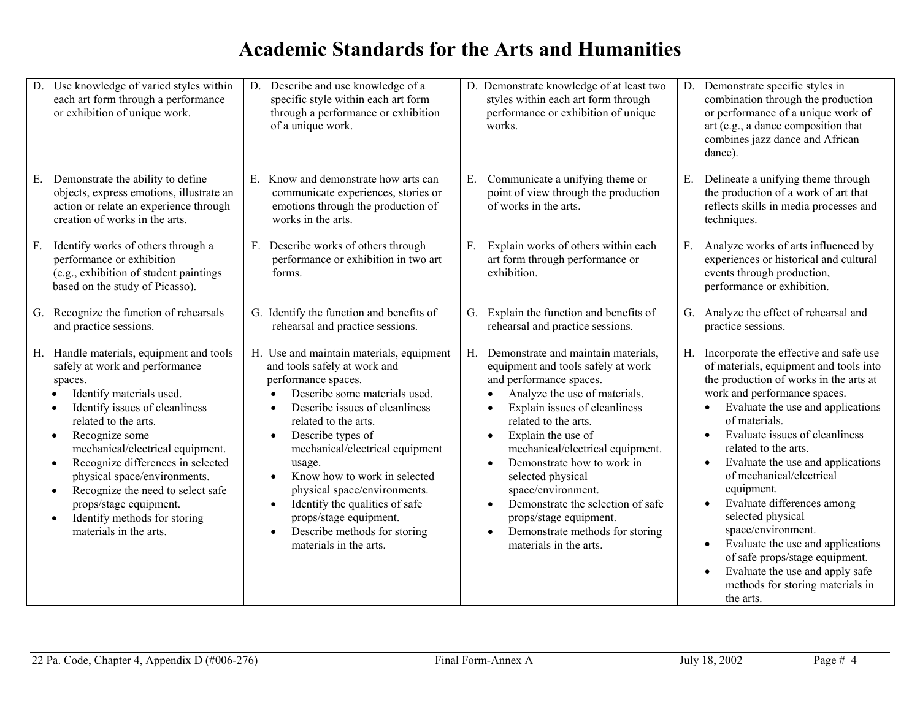# Academic Standards for the Arts and Humanities

| | | | |
|---|---|---|---|
| D. Use knowledge of varied styles within each art form through a performance or exhibition of unique work. | D. Describe and use knowledge of a specific style within each art form through a performance or exhibition of a unique work. | D. Demonstrate knowledge of at least two styles within each art form through performance or exhibition of unique works. | D. Demonstrate specific styles in combination through the production or performance of a unique work of art (e.g., a dance composition that combines jazz dance and African dance). |
| E. Demonstrate the ability to define objects, express emotions, illustrate an action or relate an experience through creation of works in the arts. | E. Know and demonstrate how arts can communicate experiences, stories or emotions through the production of works in the arts. | E. Communicate a unifying theme or point of view through the production of works in the arts. | E. Delineate a unifying theme through the production of a work of art that reflects skills in media processes and techniques. |
| F. Identify works of others through a performance or exhibition (e.g., exhibition of student paintings based on the study of Picasso). | F. Describe works of others through performance or exhibition in two art forms. | F. Explain works of others within each art form through performance or exhibition. | F. Analyze works of arts influenced by experiences or historical and cultural events through production, performance or exhibition. |
| G. Recognize the function of rehearsals and practice sessions. | G. Identify the function and benefits of rehearsal and practice sessions. | G. Explain the function and benefits of rehearsal and practice sessions. | G. Analyze the effect of rehearsal and practice sessions. |
| H. Handle materials, equipment and tools safely at work and performance spaces.<br>• Identify materials used.<br>• Identify issues of cleanliness related to the arts.<br>• Recognize some mechanical/electrical equipment.<br>• Recognize differences in selected physical space/environments.<br>• Recognize the need to select safe props/stage equipment.<br>• Identify methods for storing materials in the arts. | H. Use and maintain materials, equipment and tools safely at work and performance spaces.<br>• Describe some materials used.<br>• Describe issues of cleanliness related to the arts.<br>• Describe types of mechanical/electrical equipment usage.<br>• Know how to work in selected physical space/environments.<br>• Identify the qualities of safe props/stage equipment.<br>• Describe methods for storing materials in the arts. | H. Demonstrate and maintain materials, equipment and tools safely at work and performance spaces.<br>• Analyze the use of materials.<br>• Explain issues of cleanliness related to the arts.<br>• Explain the use of mechanical/electrical equipment.<br>• Demonstrate how to work in selected physical space/environment.<br>• Demonstrate the selection of safe props/stage equipment.<br>• Demonstrate methods for storing materials in the arts. | H. Incorporate the effective and safe use of materials, equipment and tools into the production of works in the arts at work and performance spaces.<br>• Evaluate the use and applications of materials.<br>• Evaluate issues of cleanliness related to the arts.<br>• Evaluate the use and applications of mechanical/electrical equipment.<br>• Evaluate differences among selected physical space/environment.<br>• Evaluate the use and applications of safe props/stage equipment.<br>• Evaluate the use and apply safe methods for storing materials in the arts. |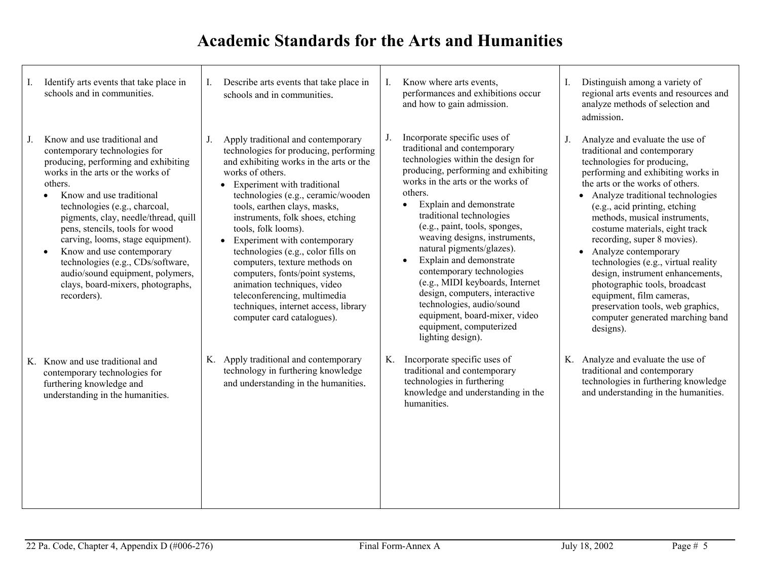# Academic Standards for the Arts and Humanities

| | | | |
|---|---|---|---|
| I. Identify arts events that take place in schools and in communities. | I. Describe arts events that take place in schools and in communities. | I. Know where arts events, performances and exhibitions occur and how to gain admission. | I. Distinguish among a variety of regional arts events and resources and analyze methods of selection and admission. |
| J. Know and use traditional and contemporary technologies for producing, performing and exhibiting works in the arts or the works of others.<br>• Know and use traditional technologies (e.g., charcoal, pigments, clay, needle/thread, quill pens, stencils, tools for wood carving, looms, stage equipment).<br>• Know and use contemporary technologies (e.g., CDs/software, audio/sound equipment, polymers, clays, board-mixers, photographs, recorders). | J. Apply traditional and contemporary technologies for producing, performing and exhibiting works in the arts or the works of others.<br>• Experiment with traditional technologies (e.g., ceramic/wooden tools, earthen clays, masks, instruments, folk shoes, etching tools, folk looms).<br>• Experiment with contemporary technologies (e.g., color fills on computers, texture methods on computers, fonts/point systems, animation techniques, video teleconferencing, multimedia techniques, internet access, library computer card catalogues). | J. Incorporate specific uses of traditional and contemporary technologies within the design for producing, performing and exhibiting works in the arts or the works of others.<br>• Explain and demonstrate traditional technologies (e.g., paint, tools, sponges, weaving designs, instruments, natural pigments/glazes).<br>• Explain and demonstrate contemporary technologies (e.g., MIDI keyboards, Internet design, computers, interactive technologies, audio/sound equipment, board-mixer, video equipment, computerized lighting design). | J. Analyze and evaluate the use of traditional and contemporary technologies for producing, performing and exhibiting works in the arts or the works of others.<br>• Analyze traditional technologies (e.g., acid printing, etching methods, musical instruments, costume materials, eight track recording, super 8 movies).<br>• Analyze contemporary technologies (e.g., virtual reality design, instrument enhancements, photographic tools, broadcast equipment, film cameras, preservation tools, web graphics, computer generated marching band designs). |
| K. Know and use traditional and contemporary technologies for furthering knowledge and understanding in the humanities. | K. Apply traditional and contemporary technology in furthering knowledge and understanding in the humanities. | K. Incorporate specific uses of traditional and contemporary technologies in furthering knowledge and understanding in the humanities. | K. Analyze and evaluate the use of traditional and contemporary technologies in furthering knowledge and understanding in the humanities. |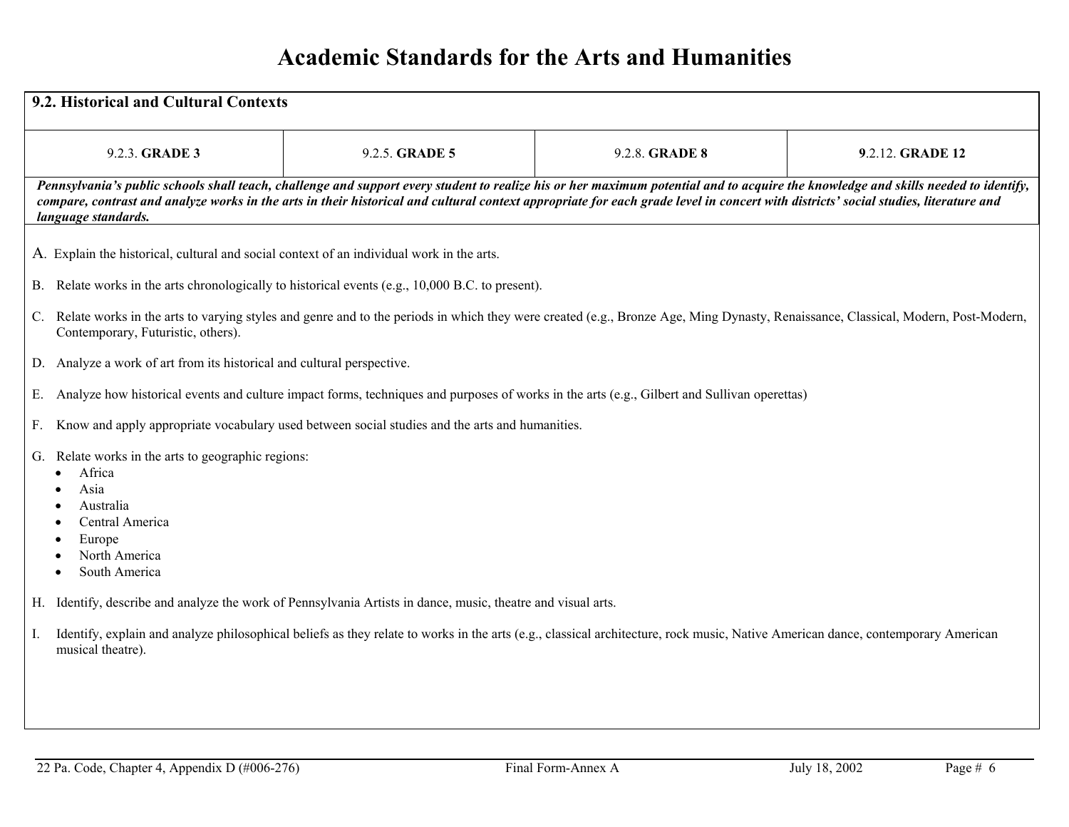# Academic Standards for the Arts and Humanities

| 9.2. Historical and Cultural Contexts | | | |
|---|---|---|---|
| 9.2.3. **GRADE 3** | 9.2.5. **GRADE 5** | 9.2.8. **GRADE 8** | **9**.2.12. **GRADE 12** |

***Pennsylvania's public schools shall teach, challenge and support every student to realize his or her maximum potential and to acquire the knowledge and skills needed to identify, compare, contrast and analyze works in the arts in their historical and cultural context appropriate for each grade level in concert with districts' social studies, literature and language standards.***

A. Explain the historical, cultural and social context of an individual work in the arts.

B. Relate works in the arts chronologically to historical events (e.g., 10,000 B.C. to present).

C. Relate works in the arts to varying styles and genre and to the periods in which they were created (e.g., Bronze Age, Ming Dynasty, Renaissance, Classical, Modern, Post-Modern, Contemporary, Futuristic, others).

D. Analyze a work of art from its historical and cultural perspective.

E. Analyze how historical events and culture impact forms, techniques and purposes of works in the arts (e.g., Gilbert and Sullivan operettas)

F. Know and apply appropriate vocabulary used between social studies and the arts and humanities.

G. Relate works in the arts to geographic regions:
- Africa
- Asia
- Australia
- Central America
- Europe
- North America
- South America

H. Identify, describe and analyze the work of Pennsylvania Artists in dance, music, theatre and visual arts.

I. Identify, explain and analyze philosophical beliefs as they relate to works in the arts (e.g., classical architecture, rock music, Native American dance, contemporary American musical theatre).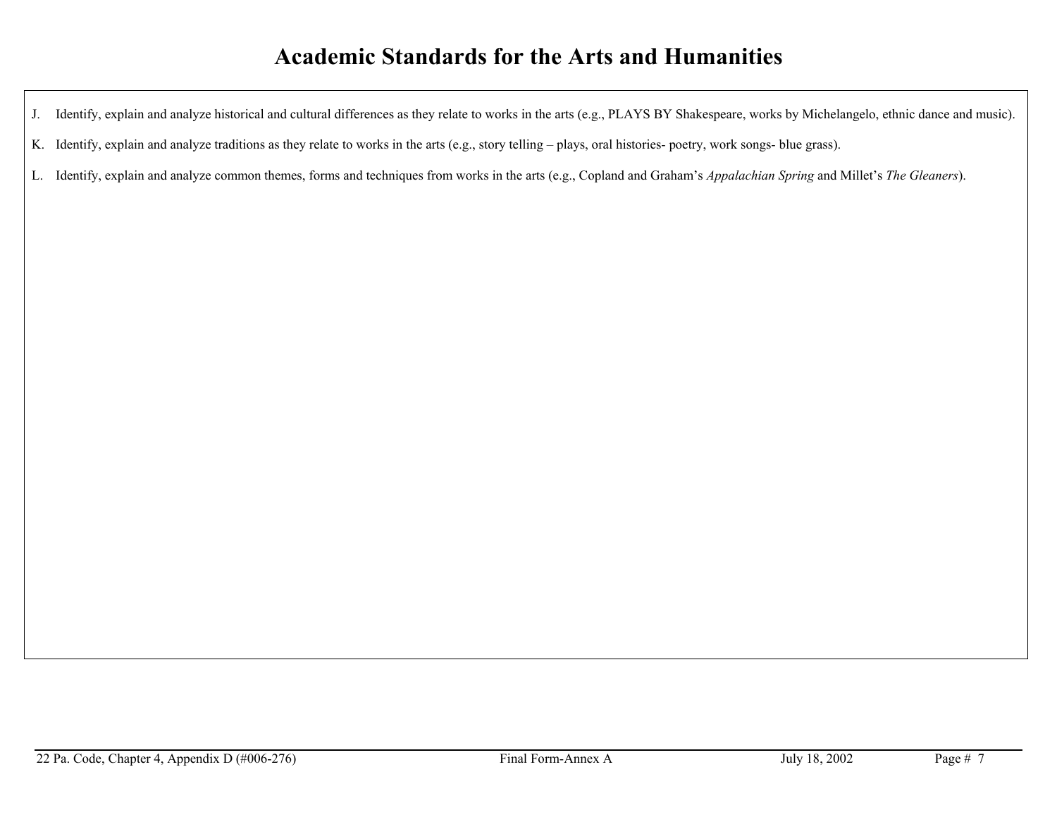# Academic Standards for the Arts and Humanities

J. Identify, explain and analyze historical and cultural differences as they relate to works in the arts (e.g., PLAYS BY Shakespeare, works by Michelangelo, ethnic dance and music).

K. Identify, explain and analyze traditions as they relate to works in the arts (e.g., story telling – plays, oral histories- poetry, work songs- blue grass).

L. Identify, explain and analyze common themes, forms and techniques from works in the arts (e.g., Copland and Graham's *Appalachian Spring* and Millet's *The Gleaners*).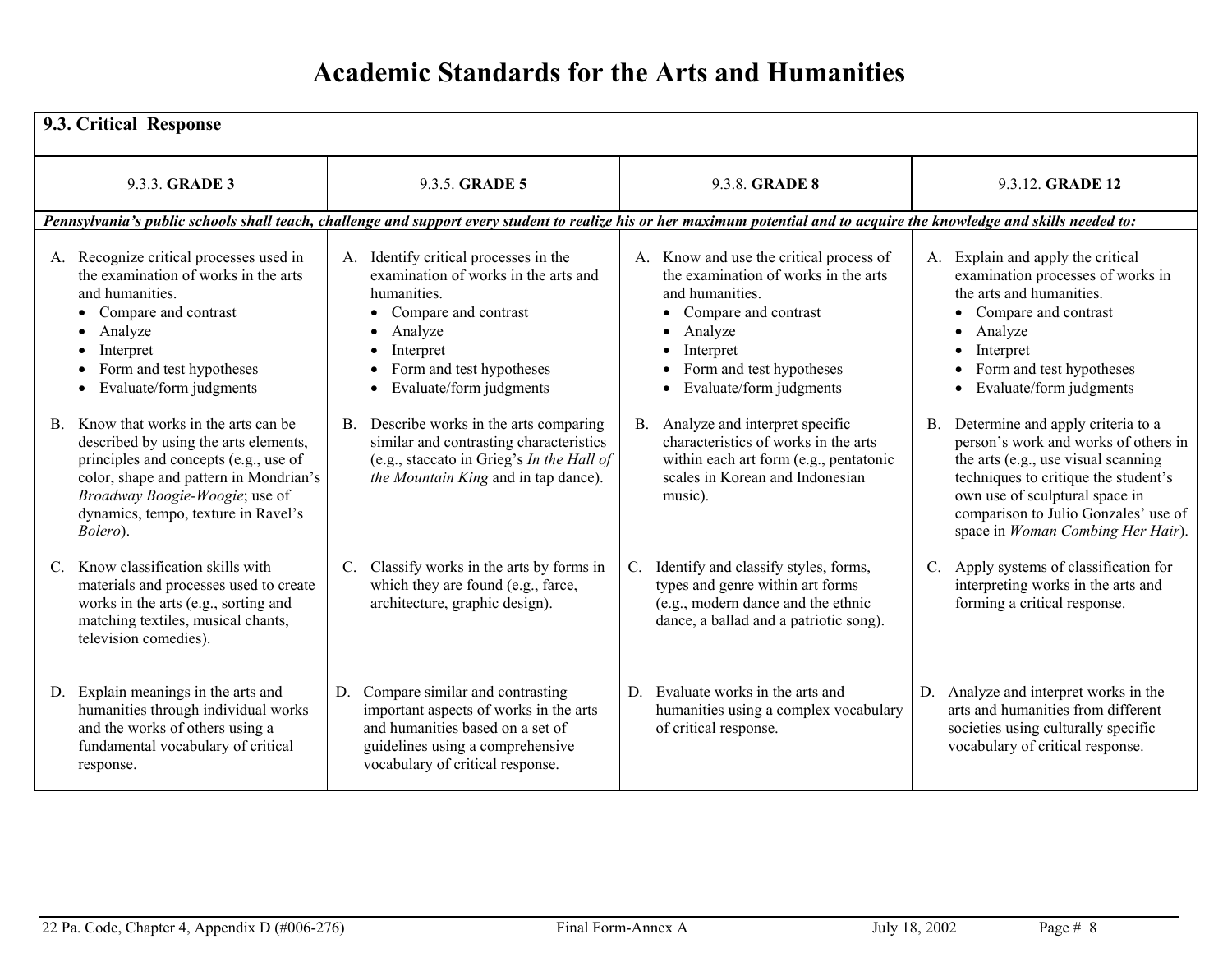# Academic Standards for the Arts and Humanities

| 9.3. Critical Response | | | |
|---|---|---|---|
| 9.3.3. **GRADE 3** | 9.3.5. **GRADE 5** | 9.3.8. **GRADE 8** | 9.3.12. **GRADE 12** |
| ***Pennsylvania's public schools shall teach, challenge and support every student to realize his or her maximum potential and to acquire the knowledge and skills needed to:*** | | | |
| A. Recognize critical processes used in the examination of works in the arts and humanities. <br>• Compare and contrast <br>• Analyze <br>• Interpret <br>• Form and test hypotheses <br>• Evaluate/form judgments | A. Identify critical processes in the examination of works in the arts and humanities. <br>• Compare and contrast <br>• Analyze <br>• Interpret <br>• Form and test hypotheses <br>• Evaluate/form judgments | A. Know and use the critical process of the examination of works in the arts and humanities. <br>• Compare and contrast <br>• Analyze <br>• Interpret <br>• Form and test hypotheses <br>• Evaluate/form judgments | A. Explain and apply the critical examination processes of works in the arts and humanities. <br>• Compare and contrast <br>• Analyze <br>• Interpret <br>• Form and test hypotheses <br>• Evaluate/form judgments |
| B. Know that works in the arts can be described by using the arts elements, principles and concepts (e.g., use of color, shape and pattern in Mondrian's *Broadway Boogie-Woogie*; use of dynamics, tempo, texture in Ravel's *Bolero*). | B. Describe works in the arts comparing similar and contrasting characteristics (e.g., staccato in Grieg's *In the Hall of the Mountain King* and in tap dance). | B. Analyze and interpret specific characteristics of works in the arts within each art form (e.g., pentatonic scales in Korean and Indonesian music). | B. Determine and apply criteria to a person's work and works of others in the arts (e.g., use visual scanning techniques to critique the student's own use of sculptural space in comparison to Julio Gonzales' use of space in *Woman Combing Her Hair*). |
| C. Know classification skills with materials and processes used to create works in the arts (e.g., sorting and matching textiles, musical chants, television comedies). | C. Classify works in the arts by forms in which they are found (e.g., farce, architecture, graphic design). | C. Identify and classify styles, forms, types and genre within art forms (e.g., modern dance and the ethnic dance, a ballad and a patriotic song). | C. Apply systems of classification for interpreting works in the arts and forming a critical response. |
| D. Explain meanings in the arts and humanities through individual works and the works of others using a fundamental vocabulary of critical response. | D. Compare similar and contrasting important aspects of works in the arts and humanities based on a set of guidelines using a comprehensive vocabulary of critical response. | D. Evaluate works in the arts and humanities using a complex vocabulary of critical response. | D. Analyze and interpret works in the arts and humanities from different societies using culturally specific vocabulary of critical response. |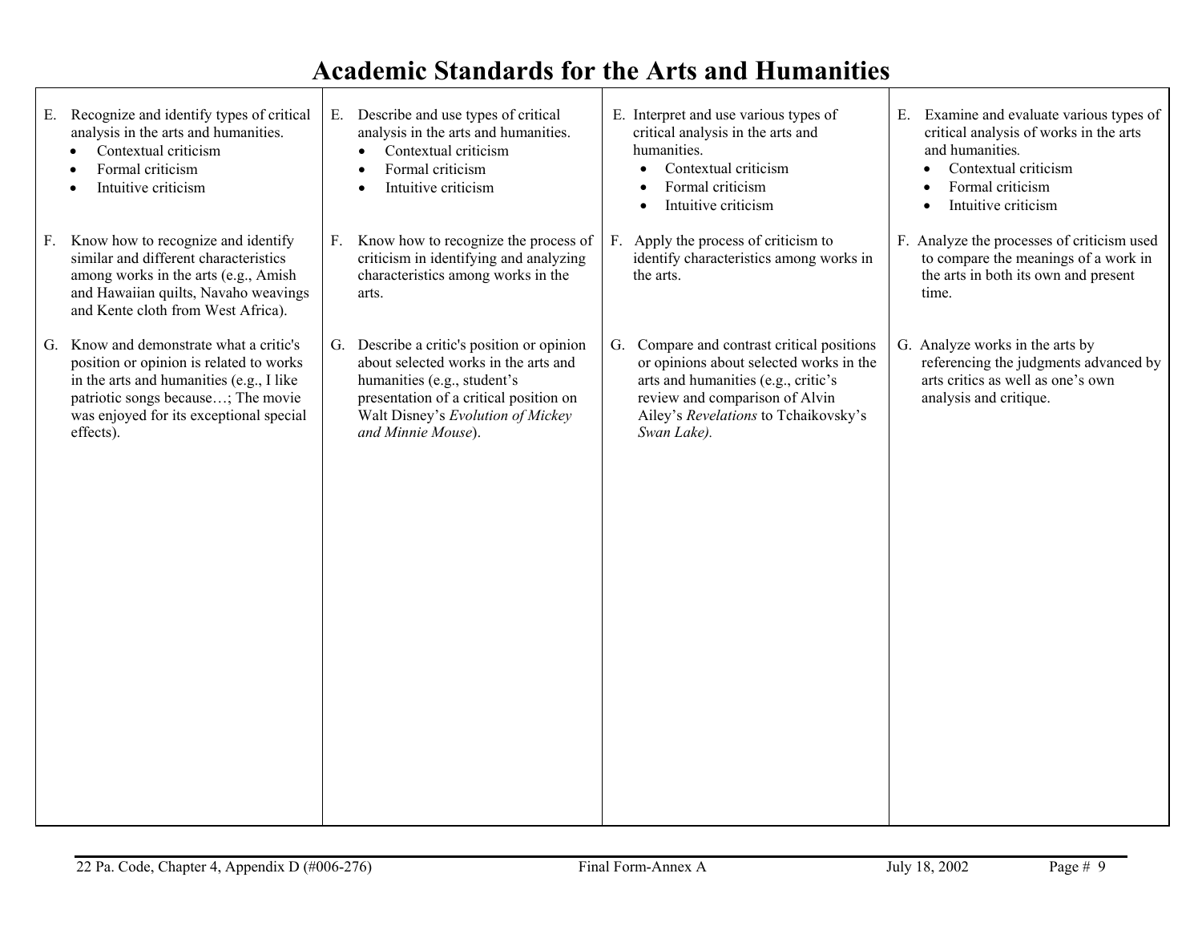# Academic Standards for the Arts and Humanities

| | | | |
|---|---|---|---|
| E. Recognize and identify types of critical analysis in the arts and humanities.<br>• Contextual criticism<br>• Formal criticism<br>• Intuitive criticism | E. Describe and use types of critical analysis in the arts and humanities.<br>• Contextual criticism<br>• Formal criticism<br>• Intuitive criticism | E. Interpret and use various types of critical analysis in the arts and humanities.<br>• Contextual criticism<br>• Formal criticism<br>• Intuitive criticism | E. Examine and evaluate various types of critical analysis of works in the arts and humanities.<br>• Contextual criticism<br>• Formal criticism<br>• Intuitive criticism |
| F. Know how to recognize and identify similar and different characteristics among works in the arts (e.g., Amish and Hawaiian quilts, Navaho weavings and Kente cloth from West Africa). | F. Know how to recognize the process of criticism in identifying and analyzing characteristics among works in the arts. | F. Apply the process of criticism to identify characteristics among works in the arts. | F. Analyze the processes of criticism used to compare the meanings of a work in the arts in both its own and present time. |
| G. Know and demonstrate what a critic's position or opinion is related to works in the arts and humanities (e.g., I like patriotic songs because…; The movie was enjoyed for its exceptional special effects). | G. Describe a critic's position or opinion about selected works in the arts and humanities (e.g., student's presentation of a critical position on Walt Disney's *Evolution of Mickey and Minnie Mouse*). | G. Compare and contrast critical positions or opinions about selected works in the arts and humanities (e.g., critic's review and comparison of Alvin Ailey's *Revelations* to Tchaikovsky's *Swan Lake).* | G. Analyze works in the arts by referencing the judgments advanced by arts critics as well as one's own analysis and critique. |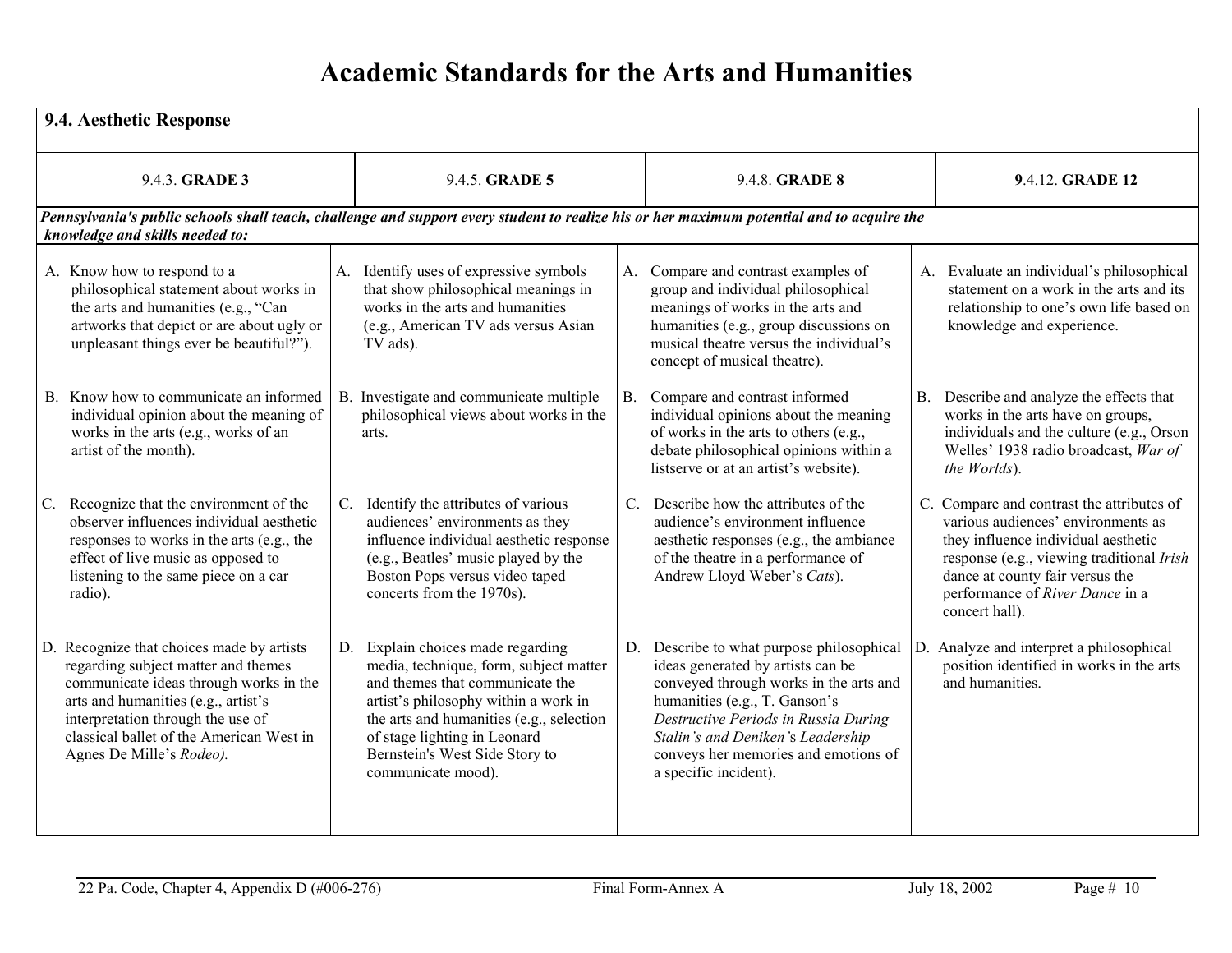# Academic Standards for the Arts and Humanities

## 9.4. Aesthetic Response

| 9.4.3. **GRADE 3** | 9.4.5. **GRADE 5** | 9.4.8. **GRADE 8** | 9.4.12. **GRADE 12** |
|---|---|---|---|
| ***Pennsylvania's public schools shall teach, challenge and support every student to realize his or her maximum potential and to acquire the knowledge and skills needed to:*** | | | |
| A. Know how to respond to a philosophical statement about works in the arts and humanities (e.g., "Can artworks that depict or are about ugly or unpleasant things ever be beautiful?"). | A. Identify uses of expressive symbols that show philosophical meanings in works in the arts and humanities (e.g., American TV ads versus Asian TV ads). | A. Compare and contrast examples of group and individual philosophical meanings of works in the arts and humanities (e.g., group discussions on musical theatre versus the individual's concept of musical theatre). | A. Evaluate an individual's philosophical statement on a work in the arts and its relationship to one's own life based on knowledge and experience. |
| B. Know how to communicate an informed individual opinion about the meaning of works in the arts (e.g., works of an artist of the month). | B. Investigate and communicate multiple philosophical views about works in the arts. | B. Compare and contrast informed individual opinions about the meaning of works in the arts to others (e.g., debate philosophical opinions within a listserve or at an artist's website). | B. Describe and analyze the effects that works in the arts have on groups, individuals and the culture (e.g., Orson Welles' 1938 radio broadcast, *War of the Worlds*). |
| C. Recognize that the environment of the observer influences individual aesthetic responses to works in the arts (e.g., the effect of live music as opposed to listening to the same piece on a car radio). | C. Identify the attributes of various audiences' environments as they influence individual aesthetic response (e.g., Beatles' music played by the Boston Pops versus video taped concerts from the 1970s). | C. Describe how the attributes of the audience's environment influence aesthetic responses (e.g., the ambiance of the theatre in a performance of Andrew Lloyd Weber's *Cats*). | C. Compare and contrast the attributes of various audiences' environments as they influence individual aesthetic response (e.g., viewing traditional *Irish* dance at county fair versus the performance of *River Dance* in a concert hall). |
| D. Recognize that choices made by artists regarding subject matter and themes communicate ideas through works in the arts and humanities (e.g., artist's interpretation through the use of classical ballet of the American West in Agnes De Mille's *Rodeo).* | D. Explain choices made regarding media, technique, form, subject matter and themes that communicate the artist's philosophy within a work in the arts and humanities (e.g., selection of stage lighting in Leonard Bernstein's West Side Story to communicate mood). | D. Describe to what purpose philosophical ideas generated by artists can be conveyed through works in the arts and humanities (e.g., T. Ganson's *Destructive Periods in Russia During Stalin's and Deniken's Leadership* conveys her memories and emotions of a specific incident). | D. Analyze and interpret a philosophical position identified in works in the arts and humanities. |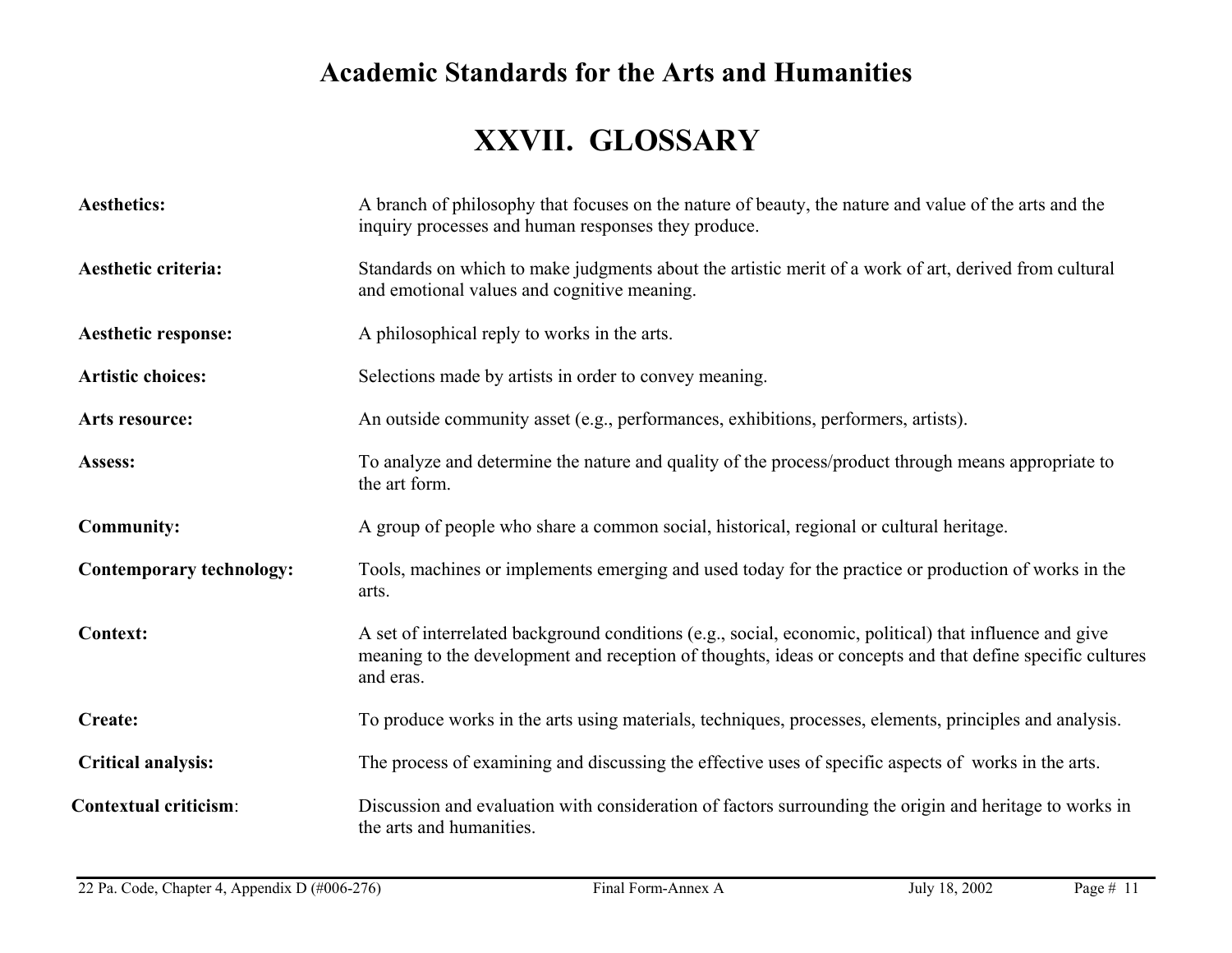# Academic Standards for the Arts and Humanities

## XXVII. GLOSSARY

**Aesthetics:** A branch of philosophy that focuses on the nature of beauty, the nature and value of the arts and the inquiry processes and human responses they produce.

**Aesthetic criteria:** Standards on which to make judgments about the artistic merit of a work of art, derived from cultural and emotional values and cognitive meaning.

**Aesthetic response:** A philosophical reply to works in the arts.

**Artistic choices:** Selections made by artists in order to convey meaning.

**Arts resource:** An outside community asset (e.g., performances, exhibitions, performers, artists).

**Assess:** To analyze and determine the nature and quality of the process/product through means appropriate to the art form.

**Community:** A group of people who share a common social, historical, regional or cultural heritage.

**Contemporary technology:** Tools, machines or implements emerging and used today for the practice or production of works in the arts.

**Context:** A set of interrelated background conditions (e.g., social, economic, political) that influence and give meaning to the development and reception of thoughts, ideas or concepts and that define specific cultures and eras.

**Create:** To produce works in the arts using materials, techniques, processes, elements, principles and analysis.

**Critical analysis:** The process of examining and discussing the effective uses of specific aspects of works in the arts.

**Contextual criticism**: Discussion and evaluation with consideration of factors surrounding the origin and heritage to works in the arts and humanities.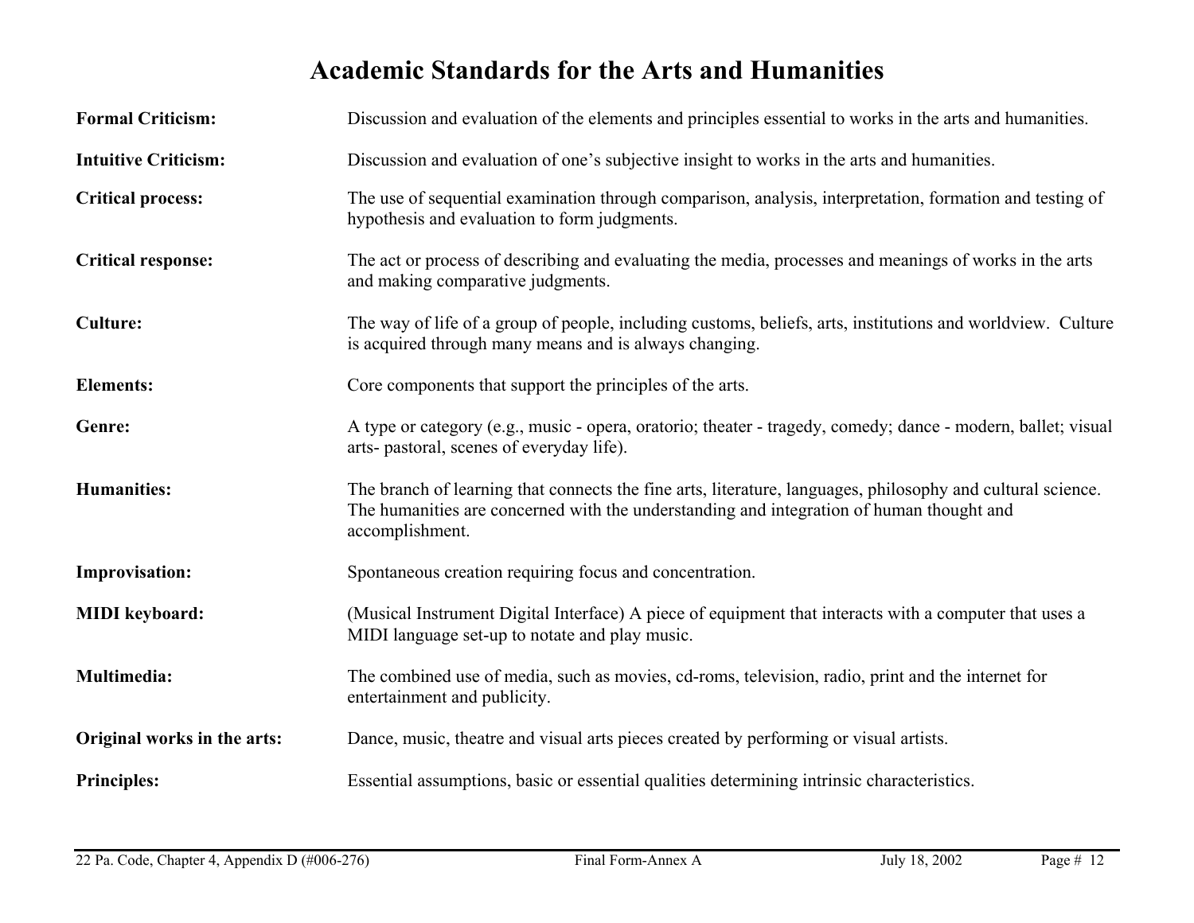# Academic Standards for the Arts and Humanities

**Formal Criticism:** Discussion and evaluation of the elements and principles essential to works in the arts and humanities.

**Intuitive Criticism:** Discussion and evaluation of one's subjective insight to works in the arts and humanities.

**Critical process:** The use of sequential examination through comparison, analysis, interpretation, formation and testing of hypothesis and evaluation to form judgments.

**Critical response:** The act or process of describing and evaluating the media, processes and meanings of works in the arts and making comparative judgments.

**Culture:** The way of life of a group of people, including customs, beliefs, arts, institutions and worldview. Culture is acquired through many means and is always changing.

**Elements:** Core components that support the principles of the arts.

**Genre:** A type or category (e.g., music - opera, oratorio; theater - tragedy, comedy; dance - modern, ballet; visual arts- pastoral, scenes of everyday life).

**Humanities:** The branch of learning that connects the fine arts, literature, languages, philosophy and cultural science. The humanities are concerned with the understanding and integration of human thought and accomplishment.

**Improvisation:** Spontaneous creation requiring focus and concentration.

**MIDI keyboard:** (Musical Instrument Digital Interface) A piece of equipment that interacts with a computer that uses a MIDI language set-up to notate and play music.

**Multimedia:** The combined use of media, such as movies, cd-roms, television, radio, print and the internet for entertainment and publicity.

**Original works in the arts:** Dance, music, theatre and visual arts pieces created by performing or visual artists.

**Principles:** Essential assumptions, basic or essential qualities determining intrinsic characteristics.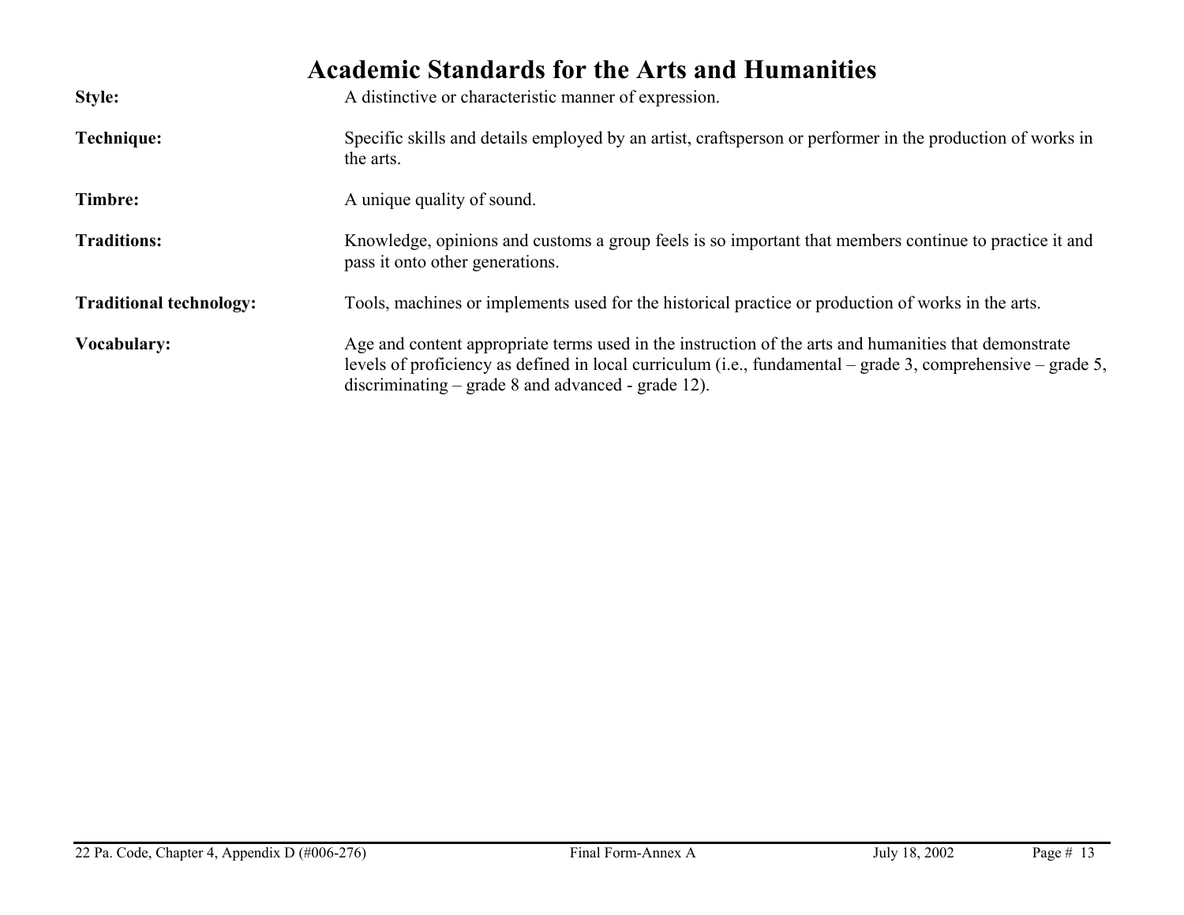# Academic Standards for the Arts and Humanities

**Style:** A distinctive or characteristic manner of expression.

**Technique:** Specific skills and details employed by an artist, craftsperson or performer in the production of works in the arts.

**Timbre:** A unique quality of sound.

**Traditions:** Knowledge, opinions and customs a group feels is so important that members continue to practice it and pass it onto other generations.

**Traditional technology:** Tools, machines or implements used for the historical practice or production of works in the arts.

**Vocabulary:** Age and content appropriate terms used in the instruction of the arts and humanities that demonstrate levels of proficiency as defined in local curriculum (i.e., fundamental – grade 3, comprehensive – grade 5, discriminating – grade 8 and advanced - grade 12).